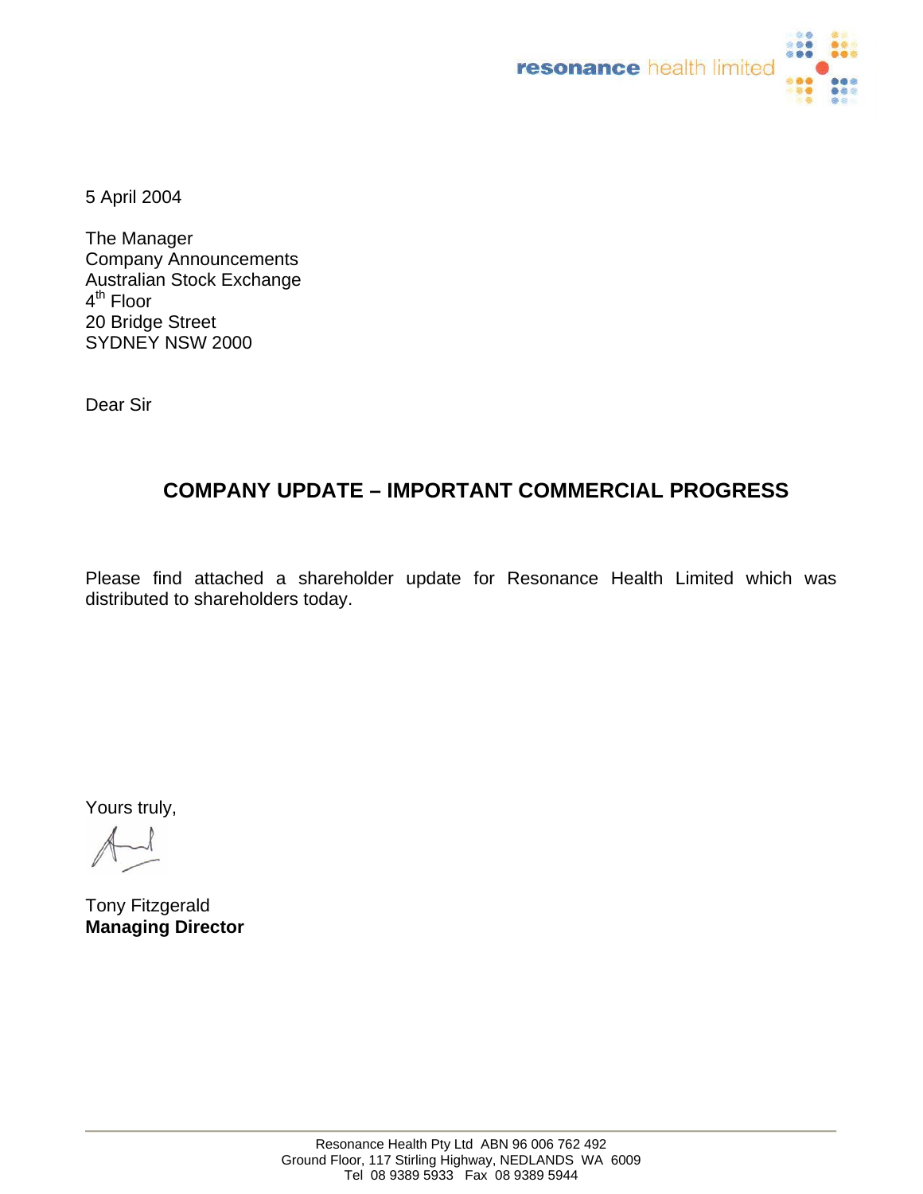resonance health limited

5 April 2004

The Manager
Company Announcements
Australian Stock Exchange
4th Floor
20 Bridge Street
SYDNEY NSW 2000

Dear Sir

## COMPANY UPDATE – IMPORTANT COMMERCIAL PROGRESS

Please find attached a shareholder update for Resonance Health Limited which was distributed to shareholders today.

Yours truly,

Tony Fitzgerald
**Managing Director**

Resonance Health Pty Ltd ABN 96 006 762 492
Ground Floor, 117 Stirling Highway, NEDLANDS WA 6009
Tel 08 9389 5933 Fax 08 9389 5944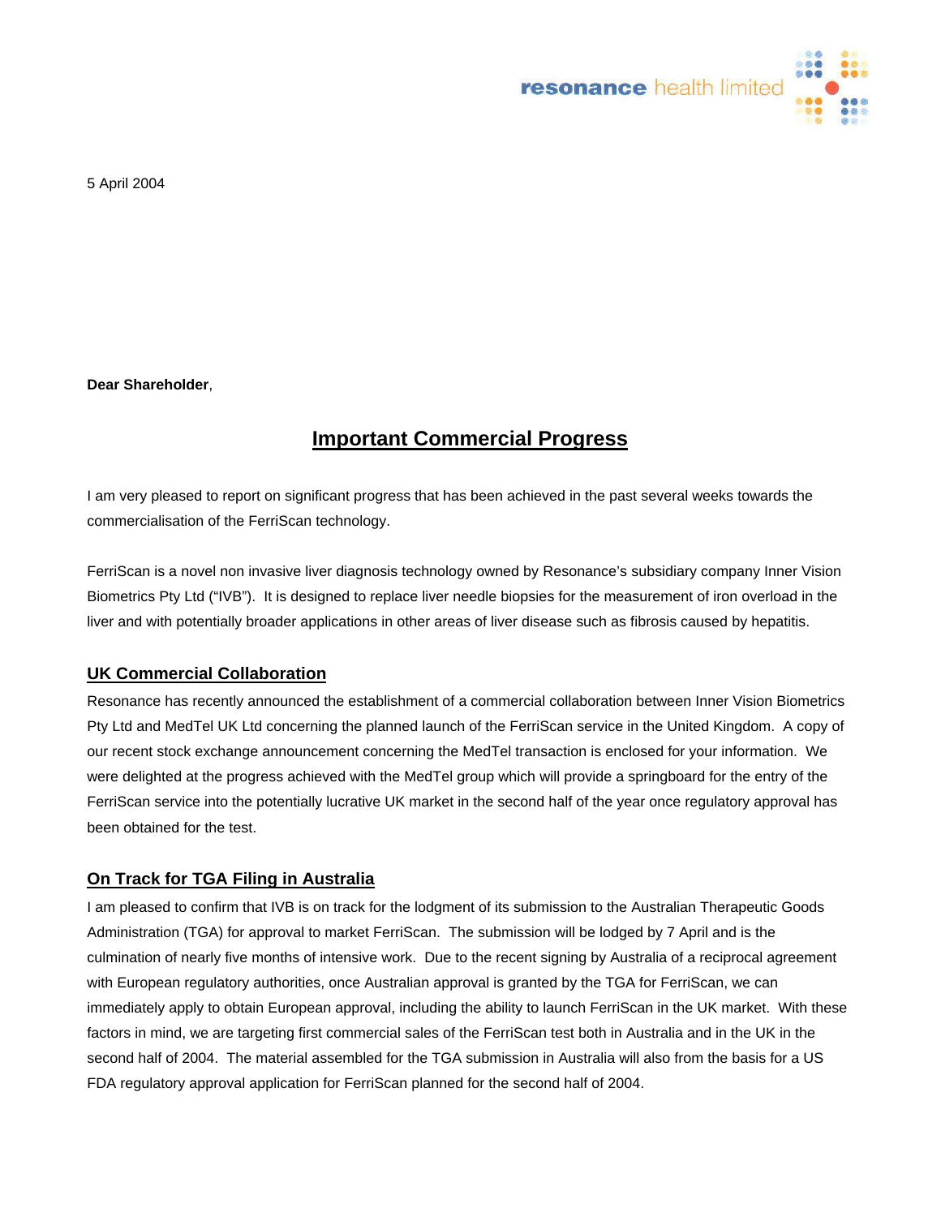5 April 2004

**Dear Shareholder**,

# Important Commercial Progress

I am very pleased to report on significant progress that has been achieved in the past several weeks towards the commercialisation of the FerriScan technology.

FerriScan is a novel non invasive liver diagnosis technology owned by Resonance's subsidiary company Inner Vision Biometrics Pty Ltd ("IVB"). It is designed to replace liver needle biopsies for the measurement of iron overload in the liver and with potentially broader applications in other areas of liver disease such as fibrosis caused by hepatitis.

## UK Commercial Collaboration

Resonance has recently announced the establishment of a commercial collaboration between Inner Vision Biometrics Pty Ltd and MedTel UK Ltd concerning the planned launch of the FerriScan service in the United Kingdom. A copy of our recent stock exchange announcement concerning the MedTel transaction is enclosed for your information. We were delighted at the progress achieved with the MedTel group which will provide a springboard for the entry of the FerriScan service into the potentially lucrative UK market in the second half of the year once regulatory approval has been obtained for the test.

## On Track for TGA Filing in Australia

I am pleased to confirm that IVB is on track for the lodgment of its submission to the Australian Therapeutic Goods Administration (TGA) for approval to market FerriScan. The submission will be lodged by 7 April and is the culmination of nearly five months of intensive work. Due to the recent signing by Australia of a reciprocal agreement with European regulatory authorities, once Australian approval is granted by the TGA for FerriScan, we can immediately apply to obtain European approval, including the ability to launch FerriScan in the UK market. With these factors in mind, we are targeting first commercial sales of the FerriScan test both in Australia and in the UK in the second half of 2004. The material assembled for the TGA submission in Australia will also from the basis for a US FDA regulatory approval application for FerriScan planned for the second half of 2004.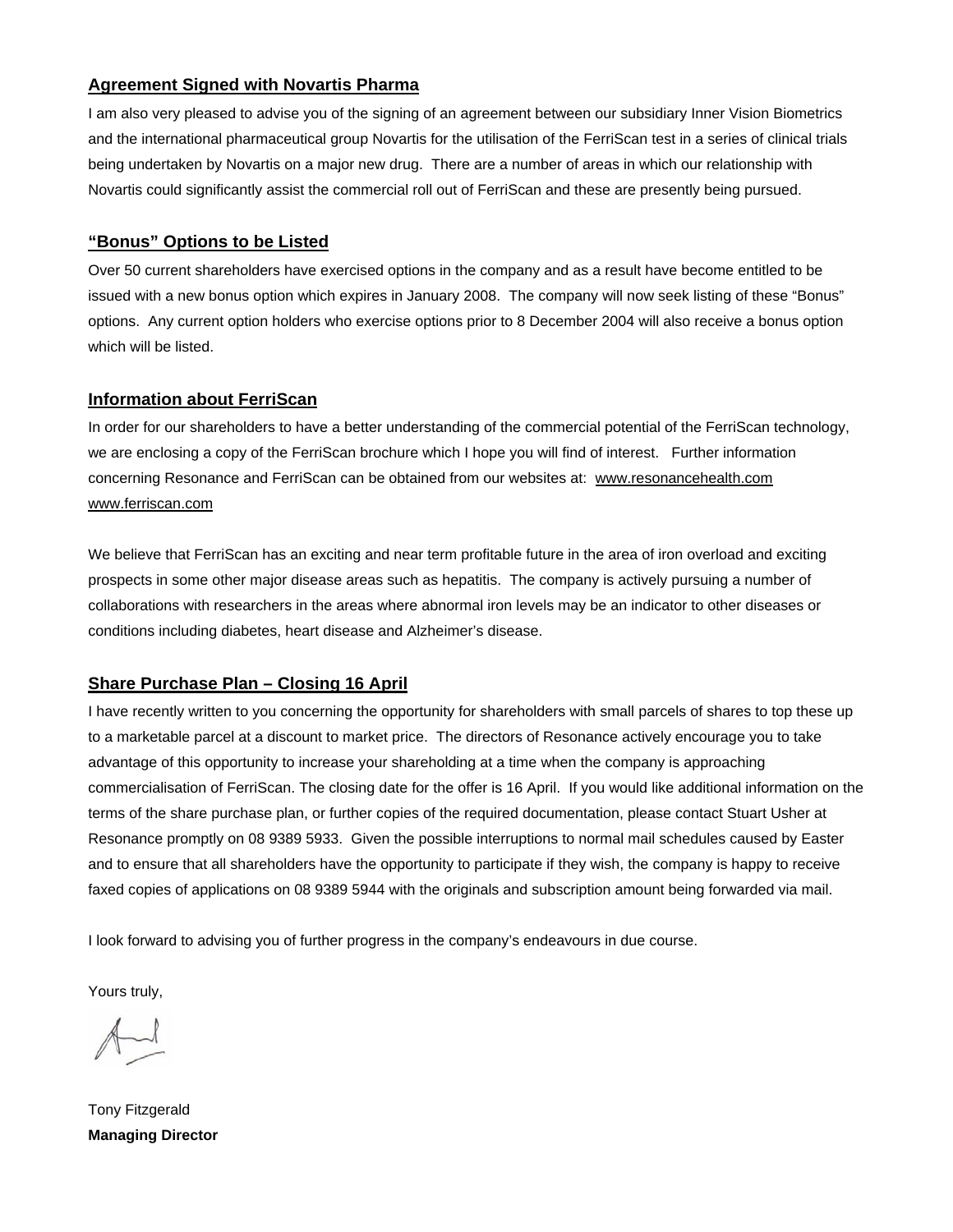## Agreement Signed with Novartis Pharma

I am also very pleased to advise you of the signing of an agreement between our subsidiary Inner Vision Biometrics and the international pharmaceutical group Novartis for the utilisation of the FerriScan test in a series of clinical trials being undertaken by Novartis on a major new drug. There are a number of areas in which our relationship with Novartis could significantly assist the commercial roll out of FerriScan and these are presently being pursued.

## "Bonus" Options to be Listed

Over 50 current shareholders have exercised options in the company and as a result have become entitled to be issued with a new bonus option which expires in January 2008. The company will now seek listing of these "Bonus" options. Any current option holders who exercise options prior to 8 December 2004 will also receive a bonus option which will be listed.

## Information about FerriScan

In order for our shareholders to have a better understanding of the commercial potential of the FerriScan technology, we are enclosing a copy of the FerriScan brochure which I hope you will find of interest. Further information concerning Resonance and FerriScan can be obtained from our websites at: www.resonancehealth.com www.ferriscan.com

We believe that FerriScan has an exciting and near term profitable future in the area of iron overload and exciting prospects in some other major disease areas such as hepatitis. The company is actively pursuing a number of collaborations with researchers in the areas where abnormal iron levels may be an indicator to other diseases or conditions including diabetes, heart disease and Alzheimer's disease.

## Share Purchase Plan – Closing 16 April

I have recently written to you concerning the opportunity for shareholders with small parcels of shares to top these up to a marketable parcel at a discount to market price. The directors of Resonance actively encourage you to take advantage of this opportunity to increase your shareholding at a time when the company is approaching commercialisation of FerriScan. The closing date for the offer is 16 April. If you would like additional information on the terms of the share purchase plan, or further copies of the required documentation, please contact Stuart Usher at Resonance promptly on 08 9389 5933. Given the possible interruptions to normal mail schedules caused by Easter and to ensure that all shareholders have the opportunity to participate if they wish, the company is happy to receive faxed copies of applications on 08 9389 5944 with the originals and subscription amount being forwarded via mail.

I look forward to advising you of further progress in the company's endeavours in due course.

Yours truly,

Tony Fitzgerald
**Managing Director**